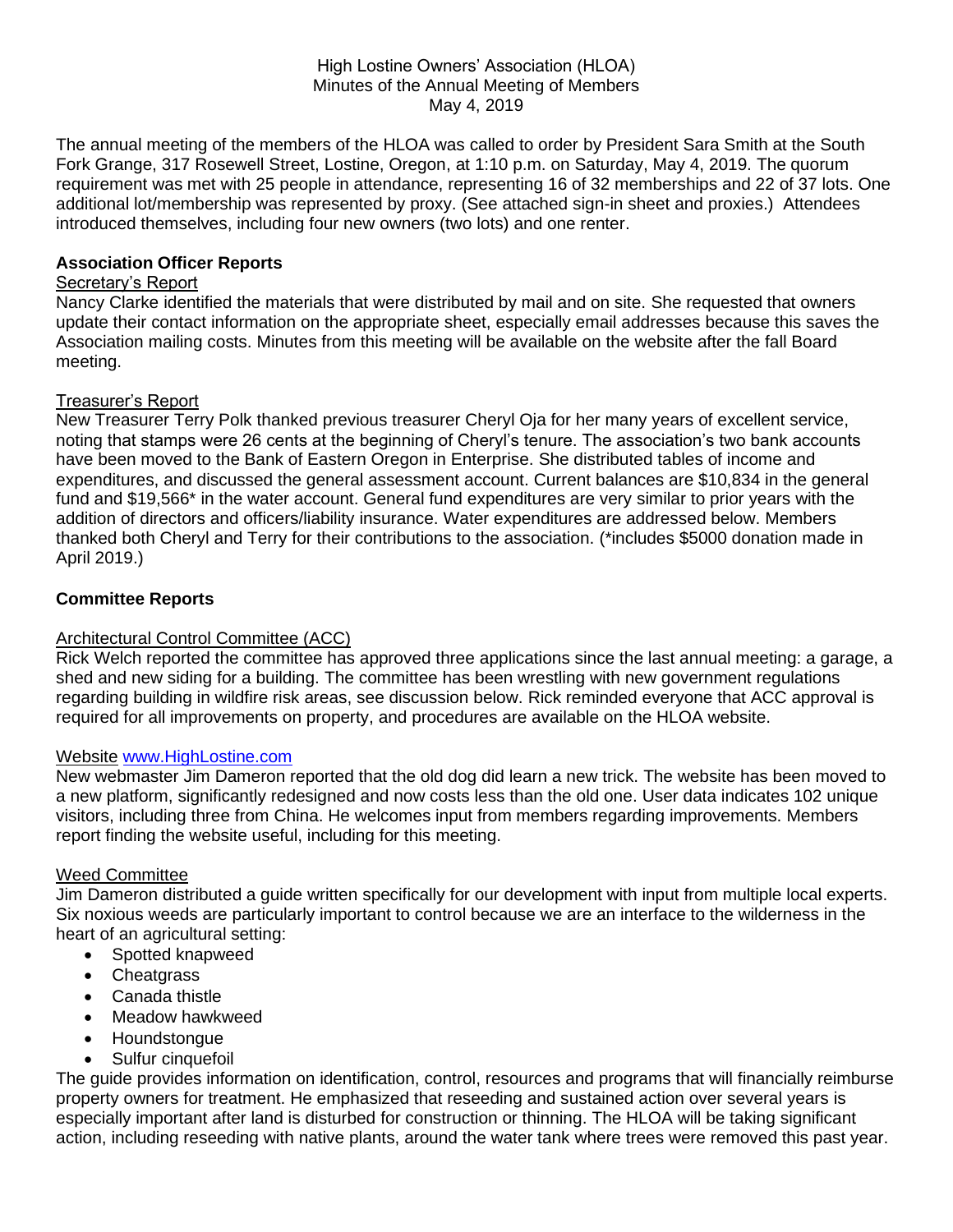High Lostine Owners' Association (HLOA)
Minutes of the Annual Meeting of Members
May 4, 2019

The annual meeting of the members of the HLOA was called to order by President Sara Smith at the South Fork Grange, 317 Rosewell Street, Lostine, Oregon, at 1:10 p.m. on Saturday, May 4, 2019. The quorum requirement was met with 25 people in attendance, representing 16 of 32 memberships and 22 of 37 lots. One additional lot/membership was represented by proxy. (See attached sign-in sheet and proxies.) Attendees introduced themselves, including four new owners (two lots) and one renter.

**Association Officer Reports**

Secretary's Report

Nancy Clarke identified the materials that were distributed by mail and on site. She requested that owners update their contact information on the appropriate sheet, especially email addresses because this saves the Association mailing costs. Minutes from this meeting will be available on the website after the fall Board meeting.

Treasurer's Report

New Treasurer Terry Polk thanked previous treasurer Cheryl Oja for her many years of excellent service, noting that stamps were 26 cents at the beginning of Cheryl's tenure. The association's two bank accounts have been moved to the Bank of Eastern Oregon in Enterprise. She distributed tables of income and expenditures, and discussed the general assessment account. Current balances are $10,834 in the general fund and $19,566* in the water account. General fund expenditures are very similar to prior years with the addition of directors and officers/liability insurance. Water expenditures are addressed below. Members thanked both Cheryl and Terry for their contributions to the association. (*includes $5000 donation made in April 2019.)

**Committee Reports**

Architectural Control Committee (ACC)

Rick Welch reported the committee has approved three applications since the last annual meeting: a garage, a shed and new siding for a building. The committee has been wrestling with new government regulations regarding building in wildfire risk areas, see discussion below. Rick reminded everyone that ACC approval is required for all improvements on property, and procedures are available on the HLOA website.

Website www.HighLostine.com

New webmaster Jim Dameron reported that the old dog did learn a new trick. The website has been moved to a new platform, significantly redesigned and now costs less than the old one. User data indicates 102 unique visitors, including three from China. He welcomes input from members regarding improvements. Members report finding the website useful, including for this meeting.

Weed Committee

Jim Dameron distributed a guide written specifically for our development with input from multiple local experts. Six noxious weeds are particularly important to control because we are an interface to the wilderness in the heart of an agricultural setting:

- Spotted knapweed
- Cheatgrass
- Canada thistle
- Meadow hawkweed
- Houndstongue
- Sulfur cinquefoil

The guide provides information on identification, control, resources and programs that will financially reimburse property owners for treatment. He emphasized that reseeding and sustained action over several years is especially important after land is disturbed for construction or thinning. The HLOA will be taking significant action, including reseeding with native plants, around the water tank where trees were removed this past year.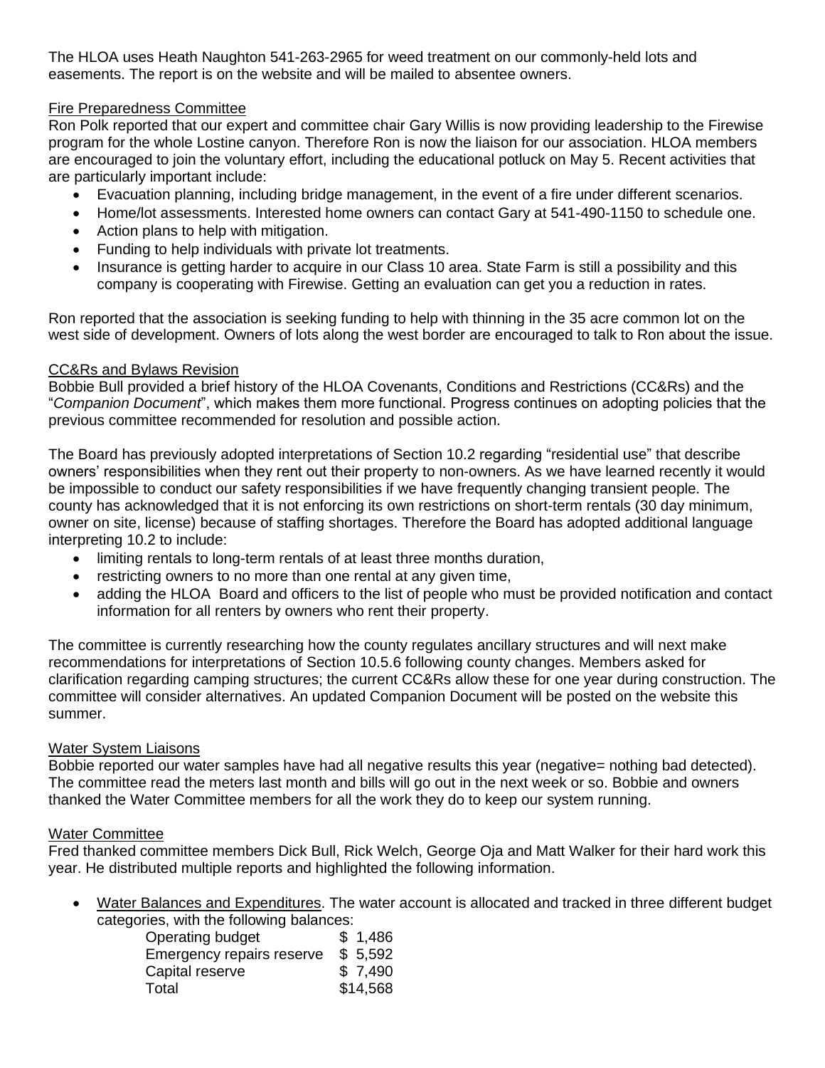The HLOA uses Heath Naughton 541-263-2965 for weed treatment on our commonly-held lots and easements. The report is on the website and will be mailed to absentee owners.

<u>Fire Preparedness Committee</u>

Ron Polk reported that our expert and committee chair Gary Willis is now providing leadership to the Firewise program for the whole Lostine canyon. Therefore Ron is now the liaison for our association. HLOA members are encouraged to join the voluntary effort, including the educational potluck on May 5. Recent activities that are particularly important include:

- Evacuation planning, including bridge management, in the event of a fire under different scenarios.
- Home/lot assessments. Interested home owners can contact Gary at 541-490-1150 to schedule one.
- Action plans to help with mitigation.
- Funding to help individuals with private lot treatments.
- Insurance is getting harder to acquire in our Class 10 area. State Farm is still a possibility and this company is cooperating with Firewise. Getting an evaluation can get you a reduction in rates.

Ron reported that the association is seeking funding to help with thinning in the 35 acre common lot on the west side of development. Owners of lots along the west border are encouraged to talk to Ron about the issue.

<u>CC&Rs and Bylaws Revision</u>

Bobbie Bull provided a brief history of the HLOA Covenants, Conditions and Restrictions (CC&Rs) and the "*Companion Document*", which makes them more functional. Progress continues on adopting policies that the previous committee recommended for resolution and possible action.

The Board has previously adopted interpretations of Section 10.2 regarding "residential use" that describe owners' responsibilities when they rent out their property to non-owners. As we have learned recently it would be impossible to conduct our safety responsibilities if we have frequently changing transient people. The county has acknowledged that it is not enforcing its own restrictions on short-term rentals (30 day minimum, owner on site, license) because of staffing shortages. Therefore the Board has adopted additional language interpreting 10.2 to include:

- limiting rentals to long-term rentals of at least three months duration,
- restricting owners to no more than one rental at any given time,
- adding the HLOA Board and officers to the list of people who must be provided notification and contact information for all renters by owners who rent their property.

The committee is currently researching how the county regulates ancillary structures and will next make recommendations for interpretations of Section 10.5.6 following county changes. Members asked for clarification regarding camping structures; the current CC&Rs allow these for one year during construction. The committee will consider alternatives. An updated Companion Document will be posted on the website this summer.

<u>Water System Liaisons</u>

Bobbie reported our water samples have had all negative results this year (negative= nothing bad detected). The committee read the meters last month and bills will go out in the next week or so. Bobbie and owners thanked the Water Committee members for all the work they do to keep our system running.

<u>Water Committee</u>

Fred thanked committee members Dick Bull, Rick Welch, George Oja and Matt Walker for their hard work this year. He distributed multiple reports and highlighted the following information.

- <u>Water Balances and Expenditures</u>. The water account is allocated and tracked in three different budget categories, with the following balances:

| | |
|---|---|
| Operating budget | $ 1,486 |
| Emergency repairs reserve | $ 5,592 |
| Capital reserve | $ 7,490 |
| Total | $14,568 |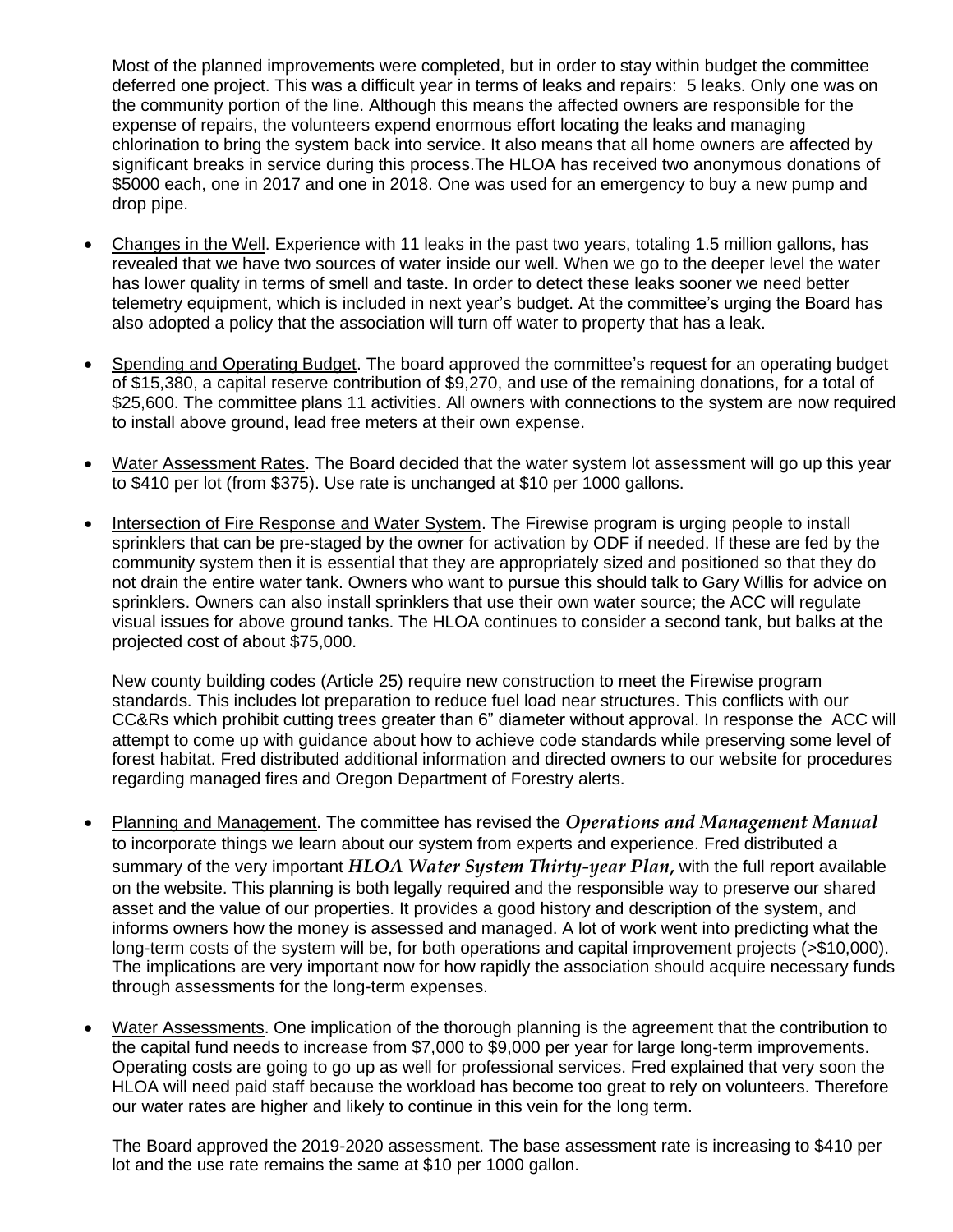Most of the planned improvements were completed, but in order to stay within budget the committee deferred one project. This was a difficult year in terms of leaks and repairs: 5 leaks. Only one was on the community portion of the line. Although this means the affected owners are responsible for the expense of repairs, the volunteers expend enormous effort locating the leaks and managing chlorination to bring the system back into service. It also means that all home owners are affected by significant breaks in service during this process.The HLOA has received two anonymous donations of $5000 each, one in 2017 and one in 2018. One was used for an emergency to buy a new pump and drop pipe.

- <u>Changes in the Well</u>. Experience with 11 leaks in the past two years, totaling 1.5 million gallons, has revealed that we have two sources of water inside our well. When we go to the deeper level the water has lower quality in terms of smell and taste. In order to detect these leaks sooner we need better telemetry equipment, which is included in next year's budget. At the committee's urging the Board has also adopted a policy that the association will turn off water to property that has a leak.

- <u>Spending and Operating Budget</u>. The board approved the committee's request for an operating budget of $15,380, a capital reserve contribution of $9,270, and use of the remaining donations, for a total of $25,600. The committee plans 11 activities. All owners with connections to the system are now required to install above ground, lead free meters at their own expense.

- <u>Water Assessment Rates</u>. The Board decided that the water system lot assessment will go up this year to $410 per lot (from $375). Use rate is unchanged at $10 per 1000 gallons.

- <u>Intersection of Fire Response and Water System</u>. The Firewise program is urging people to install sprinklers that can be pre-staged by the owner for activation by ODF if needed. If these are fed by the community system then it is essential that they are appropriately sized and positioned so that they do not drain the entire water tank. Owners who want to pursue this should talk to Gary Willis for advice on sprinklers. Owners can also install sprinklers that use their own water source; the ACC will regulate visual issues for above ground tanks. The HLOA continues to consider a second tank, but balks at the projected cost of about $75,000.

  New county building codes (Article 25) require new construction to meet the Firewise program standards. This includes lot preparation to reduce fuel load near structures. This conflicts with our CC&Rs which prohibit cutting trees greater than 6" diameter without approval. In response the ACC will attempt to come up with guidance about how to achieve code standards while preserving some level of forest habitat. Fred distributed additional information and directed owners to our website for procedures regarding managed fires and Oregon Department of Forestry alerts.

- <u>Planning and Management</u>. The committee has revised the ***Operations and Management Manual*** to incorporate things we learn about our system from experts and experience. Fred distributed a summary of the very important ***HLOA Water System Thirty-year Plan,*** with the full report available on the website. This planning is both legally required and the responsible way to preserve our shared asset and the value of our properties. It provides a good history and description of the system, and informs owners how the money is assessed and managed. A lot of work went into predicting what the long-term costs of the system will be, for both operations and capital improvement projects (>$10,000). The implications are very important now for how rapidly the association should acquire necessary funds through assessments for the long-term expenses.

- <u>Water Assessments</u>. One implication of the thorough planning is the agreement that the contribution to the capital fund needs to increase from $7,000 to $9,000 per year for large long-term improvements. Operating costs are going to go up as well for professional services. Fred explained that very soon the HLOA will need paid staff because the workload has become too great to rely on volunteers. Therefore our water rates are higher and likely to continue in this vein for the long term.

  The Board approved the 2019-2020 assessment. The base assessment rate is increasing to $410 per lot and the use rate remains the same at $10 per 1000 gallon.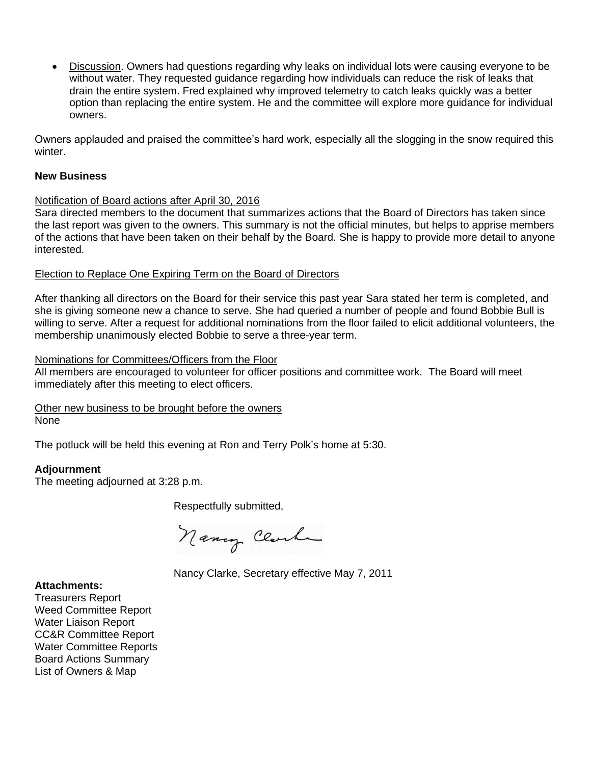- Discussion. Owners had questions regarding why leaks on individual lots were causing everyone to be without water. They requested guidance regarding how individuals can reduce the risk of leaks that drain the entire system. Fred explained why improved telemetry to catch leaks quickly was a better option than replacing the entire system. He and the committee will explore more guidance for individual owners.

Owners applauded and praised the committee's hard work, especially all the slogging in the snow required this winter.

**New Business**

Notification of Board actions after April 30, 2016
Sara directed members to the document that summarizes actions that the Board of Directors has taken since the last report was given to the owners. This summary is not the official minutes, but helps to apprise members of the actions that have been taken on their behalf by the Board. She is happy to provide more detail to anyone interested.

Election to Replace One Expiring Term on the Board of Directors

After thanking all directors on the Board for their service this past year Sara stated her term is completed, and she is giving someone new a chance to serve. She had queried a number of people and found Bobbie Bull is willing to serve. After a request for additional nominations from the floor failed to elicit additional volunteers, the membership unanimously elected Bobbie to serve a three-year term.

Nominations for Committees/Officers from the Floor
All members are encouraged to volunteer for officer positions and committee work. The Board will meet immediately after this meeting to elect officers.

Other new business to be brought before the owners
None

The potluck will be held this evening at Ron and Terry Polk's home at 5:30.

**Adjournment**
The meeting adjourned at 3:28 p.m.

Respectfully submitted,

Nancy Clarke

Nancy Clarke, Secretary effective May 7, 2011

**Attachments:**
Treasurers Report
Weed Committee Report
Water Liaison Report
CC&R Committee Report
Water Committee Reports
Board Actions Summary
List of Owners & Map